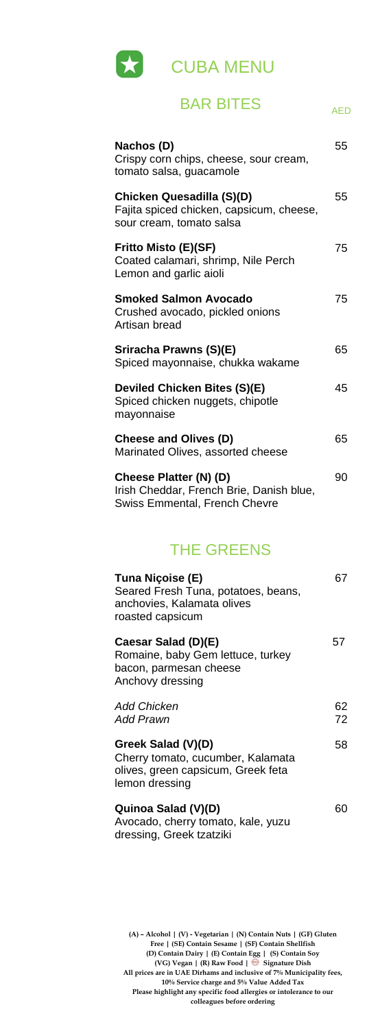# CUBA MENU

## BAR BITES

AED

**Nachos (D)** 55
Crispy corn chips, cheese, sour cream, tomato salsa, guacamole

**Chicken Quesadilla (S)(D)** 55
Fajita spiced chicken, capsicum, cheese, sour cream, tomato salsa

**Fritto Misto (E)(SF)** 75
Coated calamari, shrimp, Nile Perch
Lemon and garlic aioli

**Smoked Salmon Avocado** 75
Crushed avocado, pickled onions
Artisan bread

**Sriracha Prawns (S)(E)** 65
Spiced mayonnaise, chukka wakame

**Deviled Chicken Bites (S)(E)** 45
Spiced chicken nuggets, chipotle mayonnaise

**Cheese and Olives (D)** 65
Marinated Olives, assorted cheese

**Cheese Platter (N) (D)** 90
Irish Cheddar, French Brie, Danish blue, Swiss Emmental, French Chevre

## THE GREENS

**Tuna Niçoise (E)** 67
Seared Fresh Tuna, potatoes, beans, anchovies, Kalamata olives
roasted capsicum

**Caesar Salad (D)(E)** 57
Romaine, baby Gem lettuce, turkey bacon, parmesan cheese
Anchovy dressing

*Add Chicken* 62
*Add Prawn* 72

**Greek Salad (V)(D)** 58
Cherry tomato, cucumber, Kalamata olives, green capsicum, Greek feta
lemon dressing

**Quinoa Salad (V)(D)** 60
Avocado, cherry tomato, kale, yuzu dressing, Greek tzatziki

**(A) – Alcohol | (V) - Vegetarian | (N) Contain Nuts | (GF) Gluten Free | (SE) Contain Sesame | (SF) Contain Shellfish**
**(D) Contain Dairy | (E) Contain Egg | (S) Contain Soy**
**(VG) Vegan | (R) Raw Food | Signature Dish**
**All prices are in UAE Dirhams and inclusive of 7% Municipality fees, 10% Service charge and 5% Value Added Tax**
**Please highlight any specific food allergies or intolerance to our colleagues before ordering**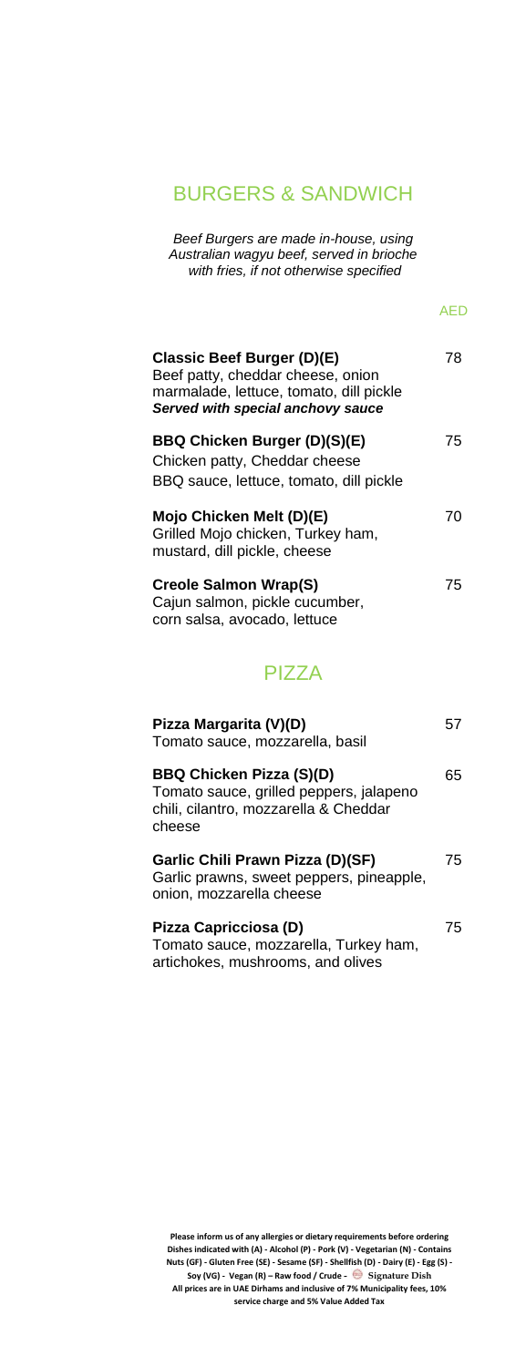## BURGERS & SANDWICH

*Beef Burgers are made in-house, using Australian wagyu beef, served in brioche with fries, if not otherwise specified*

AED

**Classic Beef Burger (D)(E)** 78
Beef patty, cheddar cheese, onion marmalade, lettuce, tomato, dill pickle
***Served with special anchovy sauce***

**BBQ Chicken Burger (D)(S)(E)** 75
Chicken patty, Cheddar cheese
BBQ sauce, lettuce, tomato, dill pickle

**Mojo Chicken Melt (D)(E)** 70
Grilled Mojo chicken, Turkey ham, mustard, dill pickle, cheese

**Creole Salmon Wrap(S)** 75
Cajun salmon, pickle cucumber, corn salsa, avocado, lettuce

## PIZZA

**Pizza Margarita (V)(D)** 57
Tomato sauce, mozzarella, basil

**BBQ Chicken Pizza (S)(D)** 65
Tomato sauce, grilled peppers, jalapeno chili, cilantro, mozzarella & Cheddar cheese

**Garlic Chili Prawn Pizza (D)(SF)** 75
Garlic prawns, sweet peppers, pineapple, onion, mozzarella cheese

**Pizza Capricciosa (D)** 75
Tomato sauce, mozzarella, Turkey ham, artichokes, mushrooms, and olives

**Please inform us of any allergies or dietary requirements before ordering**
**Dishes indicated with (A) - Alcohol (P) - Pork (V) - Vegetarian (N) - Contains Nuts (GF) - Gluten Free (SE) - Sesame (SF) - Shellfish (D) - Dairy (E) - Egg (S) - Soy (VG) - Vegan (R) – Raw food / Crude - Signature Dish**
**All prices are in UAE Dirhams and inclusive of 7% Municipality fees, 10% service charge and 5% Value Added Tax**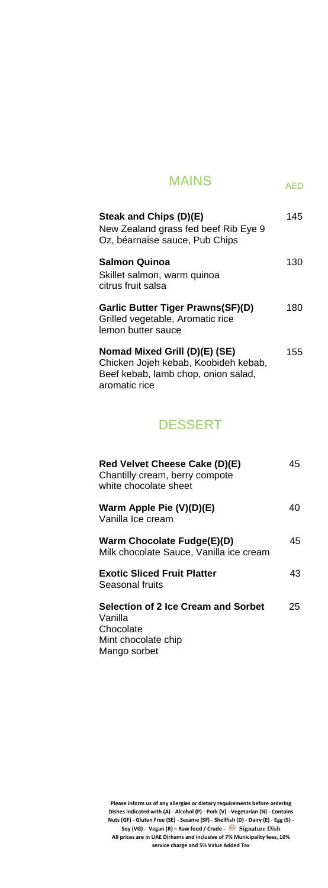## MAINS

AED

**Steak and Chips (D)(E)** 145
New Zealand grass fed beef Rib Eye 9 Oz, béarnaise sauce, Pub Chips

**Salmon Quinoa** 130
Skillet salmon, warm quinoa
citrus fruit salsa

**Garlic Butter Tiger Prawns(SF)(D)** 180
Grilled vegetable, Aromatic rice
lemon butter sauce

**Nomad Mixed Grill (D)(E) (SE)** 155
Chicken Jojeh kebab, Koobideh kebab, Beef kebab, lamb chop, onion salad, aromatic rice

## DESSERT

**Red Velvet Cheese Cake (D)(E)** 45
Chantilly cream, berry compote
white chocolate sheet

**Warm Apple Pie (V)(D)(E)** 40
Vanilla Ice cream

**Warm Chocolate Fudge(E)(D)** 45
Milk chocolate Sauce, Vanilla ice cream

**Exotic Sliced Fruit Platter** 43
Seasonal fruits

**Selection of 2 Ice Cream and Sorbet** 25
Vanilla
Chocolate
Mint chocolate chip
Mango sorbet

**Please inform us of any allergies or dietary requirements before ordering**
**Dishes indicated with (A) - Alcohol (P) - Pork (V) - Vegetarian (N) - Contains Nuts (GF) - Gluten Free (SE) - Sesame (SF) - Shellfish (D) - Dairy (E) - Egg (S) - Soy (VG) - Vegan (R) – Raw food / Crude - Signature Dish**
**All prices are in UAE Dirhams and inclusive of 7% Municipality fees, 10% service charge and 5% Value Added Tax**